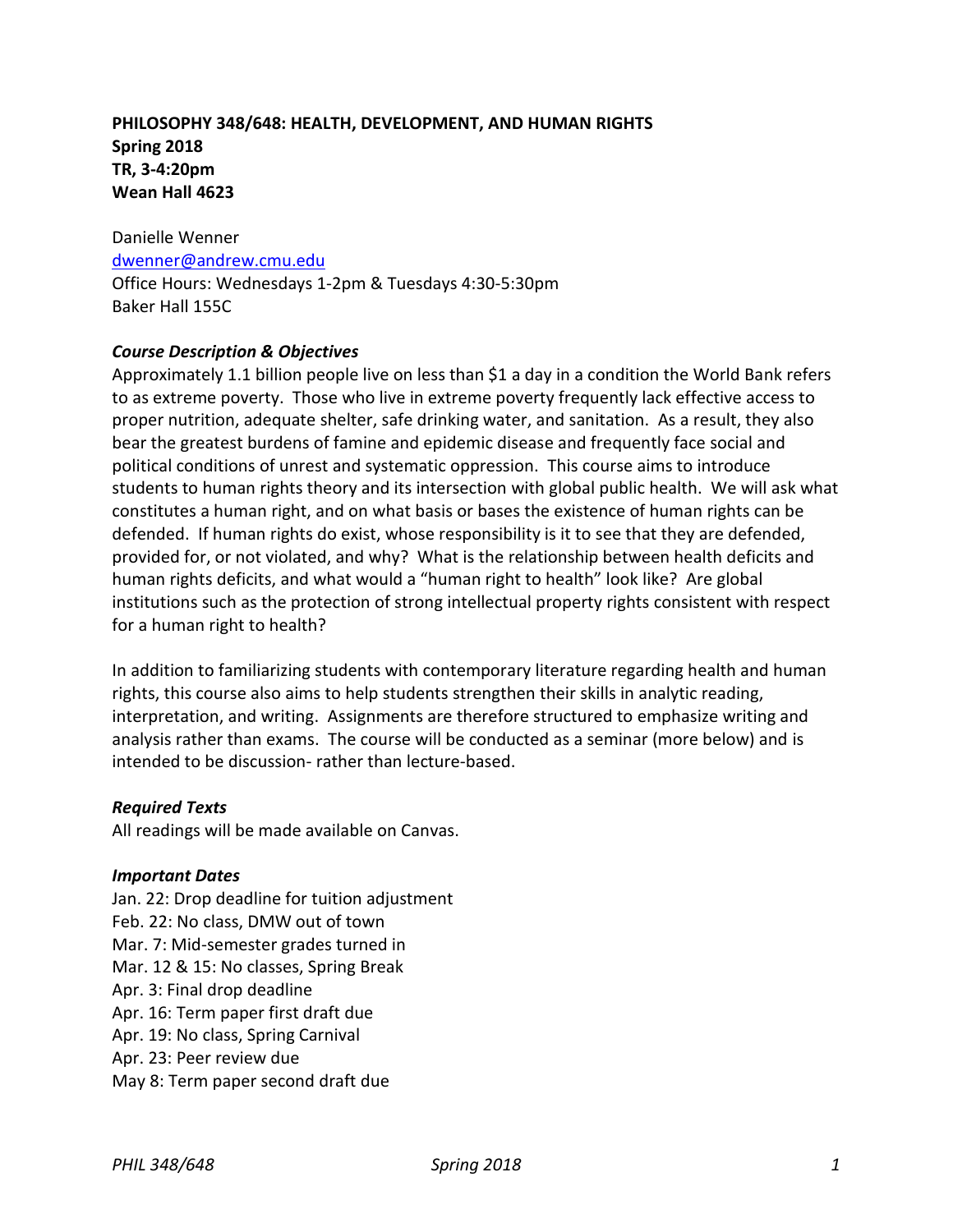**PHILOSOPHY 348/648: HEALTH, DEVELOPMENT, AND HUMAN RIGHTS**
**Spring 2018**
**TR, 3-4:20pm**
**Wean Hall 4623**

Danielle Wenner
dwenner@andrew.cmu.edu
Office Hours: Wednesdays 1-2pm & Tuesdays 4:30-5:30pm
Baker Hall 155C

### *Course Description & Objectives*

Approximately 1.1 billion people live on less than $1 a day in a condition the World Bank refers to as extreme poverty. Those who live in extreme poverty frequently lack effective access to proper nutrition, adequate shelter, safe drinking water, and sanitation. As a result, they also bear the greatest burdens of famine and epidemic disease and frequently face social and political conditions of unrest and systematic oppression. This course aims to introduce students to human rights theory and its intersection with global public health. We will ask what constitutes a human right, and on what basis or bases the existence of human rights can be defended. If human rights do exist, whose responsibility is it to see that they are defended, provided for, or not violated, and why? What is the relationship between health deficits and human rights deficits, and what would a "human right to health" look like? Are global institutions such as the protection of strong intellectual property rights consistent with respect for a human right to health?

In addition to familiarizing students with contemporary literature regarding health and human rights, this course also aims to help students strengthen their skills in analytic reading, interpretation, and writing. Assignments are therefore structured to emphasize writing and analysis rather than exams. The course will be conducted as a seminar (more below) and is intended to be discussion- rather than lecture-based.

### *Required Texts*

All readings will be made available on Canvas.

### *Important Dates*

Jan. 22: Drop deadline for tuition adjustment
Feb. 22: No class, DMW out of town
Mar. 7: Mid-semester grades turned in
Mar. 12 & 15: No classes, Spring Break
Apr. 3: Final drop deadline
Apr. 16: Term paper first draft due
Apr. 19: No class, Spring Carnival
Apr. 23: Peer review due
May 8: Term paper second draft due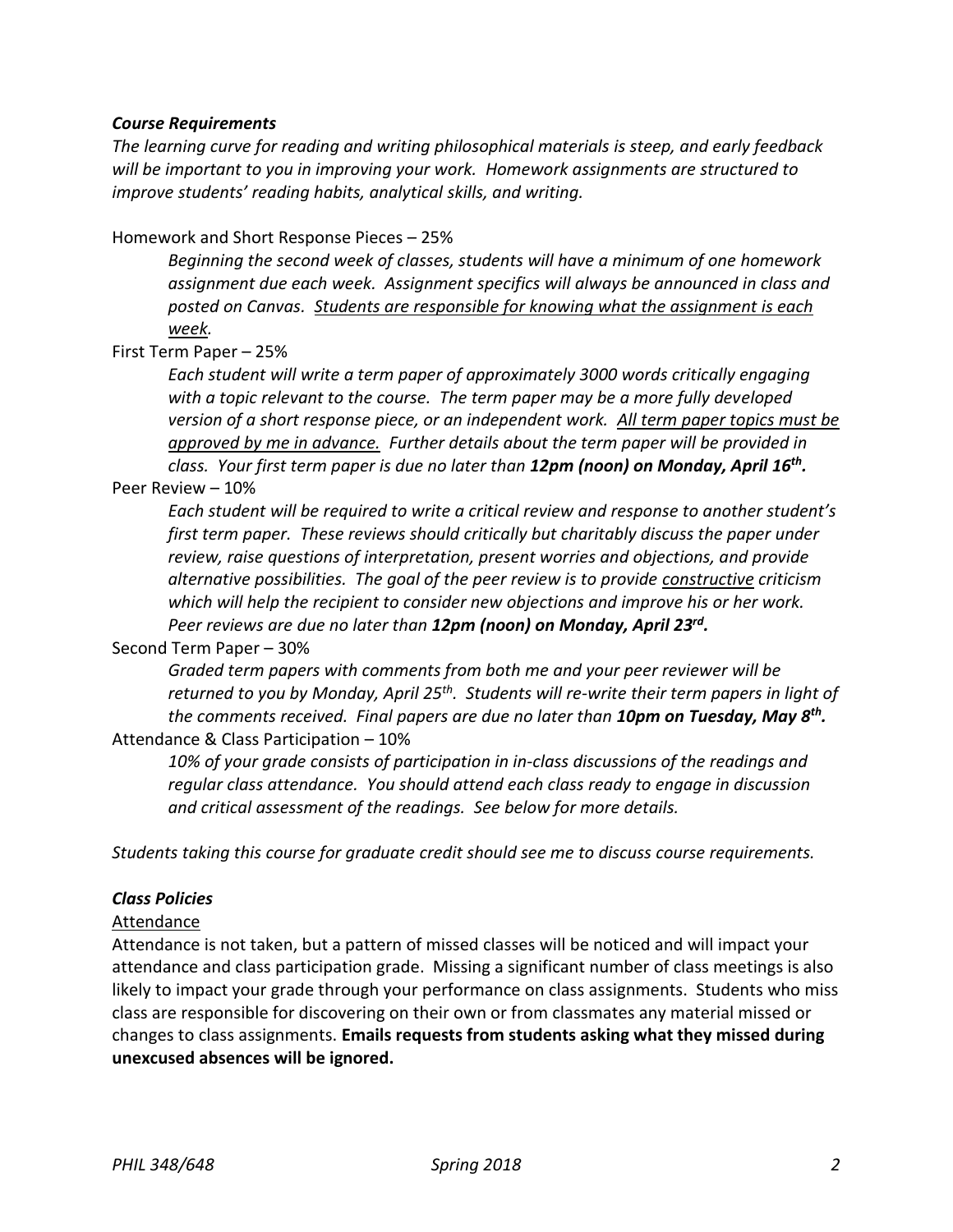### *Course Requirements*

*The learning curve for reading and writing philosophical materials is steep, and early feedback will be important to you in improving your work. Homework assignments are structured to improve students' reading habits, analytical skills, and writing.*

Homework and Short Response Pieces – 25%

> *Beginning the second week of classes, students will have a minimum of one homework assignment due each week. Assignment specifics will always be announced in class and posted on Canvas. <u>Students are responsible for knowing what the assignment is each week.</u>*

First Term Paper – 25%

> *Each student will write a term paper of approximately 3000 words critically engaging with a topic relevant to the course. The term paper may be a more fully developed version of a short response piece, or an independent work. <u>All term paper topics must be approved by me in advance.</u> Further details about the term paper will be provided in class. Your first term paper is due no later than **12pm (noon) on Monday, April 16th.***

Peer Review – 10%

> *Each student will be required to write a critical review and response to another student's first term paper. These reviews should critically but charitably discuss the paper under review, raise questions of interpretation, present worries and objections, and provide alternative possibilities. The goal of the peer review is to provide <u>constructive</u> criticism which will help the recipient to consider new objections and improve his or her work. Peer reviews are due no later than **12pm (noon) on Monday, April 23rd.***

Second Term Paper – 30%

> *Graded term papers with comments from both me and your peer reviewer will be returned to you by Monday, April 25th. Students will re-write their term papers in light of the comments received. Final papers are due no later than **10pm on Tuesday, May 8th.***

Attendance & Class Participation – 10%

> *10% of your grade consists of participation in in-class discussions of the readings and regular class attendance. You should attend each class ready to engage in discussion and critical assessment of the readings. See below for more details.*

*Students taking this course for graduate credit should see me to discuss course requirements.*

### *Class Policies*

<u>Attendance</u>

Attendance is not taken, but a pattern of missed classes will be noticed and will impact your attendance and class participation grade. Missing a significant number of class meetings is also likely to impact your grade through your performance on class assignments. Students who miss class are responsible for discovering on their own or from classmates any material missed or changes to class assignments. **Emails requests from students asking what they missed during unexcused absences will be ignored.**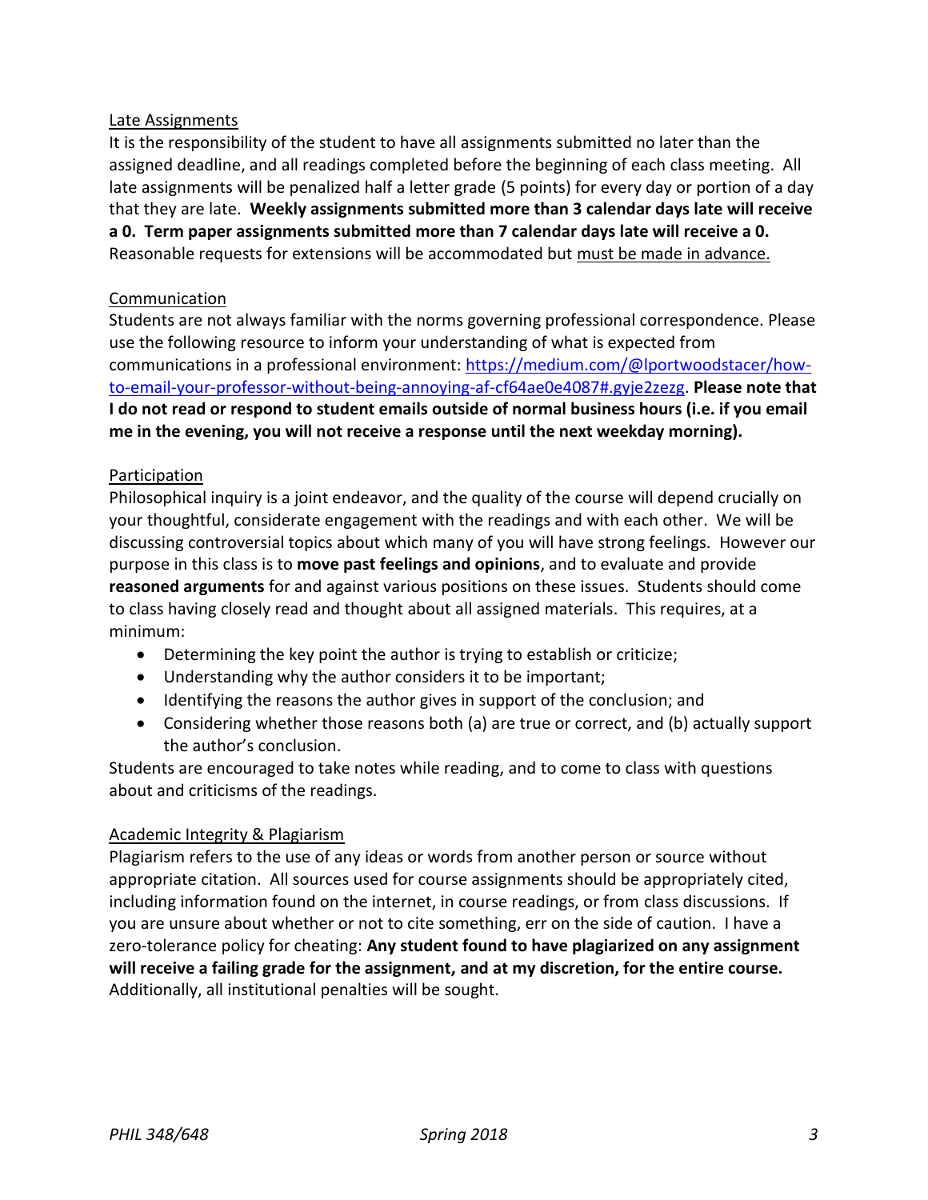Late Assignments

It is the responsibility of the student to have all assignments submitted no later than the assigned deadline, and all readings completed before the beginning of each class meeting. All late assignments will be penalized half a letter grade (5 points) for every day or portion of a day that they are late. **Weekly assignments submitted more than 3 calendar days late will receive a 0. Term paper assignments submitted more than 7 calendar days late will receive a 0.** Reasonable requests for extensions will be accommodated but must be made in advance.

Communication

Students are not always familiar with the norms governing professional correspondence. Please use the following resource to inform your understanding of what is expected from communications in a professional environment: [https://medium.com/@lportwoodstacer/how-to-email-your-professor-without-being-annoying-af-cf64ae0e4087#.gyje2zezg](https://medium.com/@lportwoodstacer/how-to-email-your-professor-without-being-annoying-af-cf64ae0e4087#.gyje2zezg). **Please note that I do not read or respond to student emails outside of normal business hours (i.e. if you email me in the evening, you will not receive a response until the next weekday morning).**

Participation

Philosophical inquiry is a joint endeavor, and the quality of the course will depend crucially on your thoughtful, considerate engagement with the readings and with each other. We will be discussing controversial topics about which many of you will have strong feelings. However our purpose in this class is to **move past feelings and opinions**, and to evaluate and provide **reasoned arguments** for and against various positions on these issues. Students should come to class having closely read and thought about all assigned materials. This requires, at a minimum:

- Determining the key point the author is trying to establish or criticize;
- Understanding why the author considers it to be important;
- Identifying the reasons the author gives in support of the conclusion; and
- Considering whether those reasons both (a) are true or correct, and (b) actually support the author's conclusion.

Students are encouraged to take notes while reading, and to come to class with questions about and criticisms of the readings.

Academic Integrity & Plagiarism

Plagiarism refers to the use of any ideas or words from another person or source without appropriate citation. All sources used for course assignments should be appropriately cited, including information found on the internet, in course readings, or from class discussions. If you are unsure about whether or not to cite something, err on the side of caution. I have a zero-tolerance policy for cheating: **Any student found to have plagiarized on any assignment will receive a failing grade for the assignment, and at my discretion, for the entire course.** Additionally, all institutional penalties will be sought.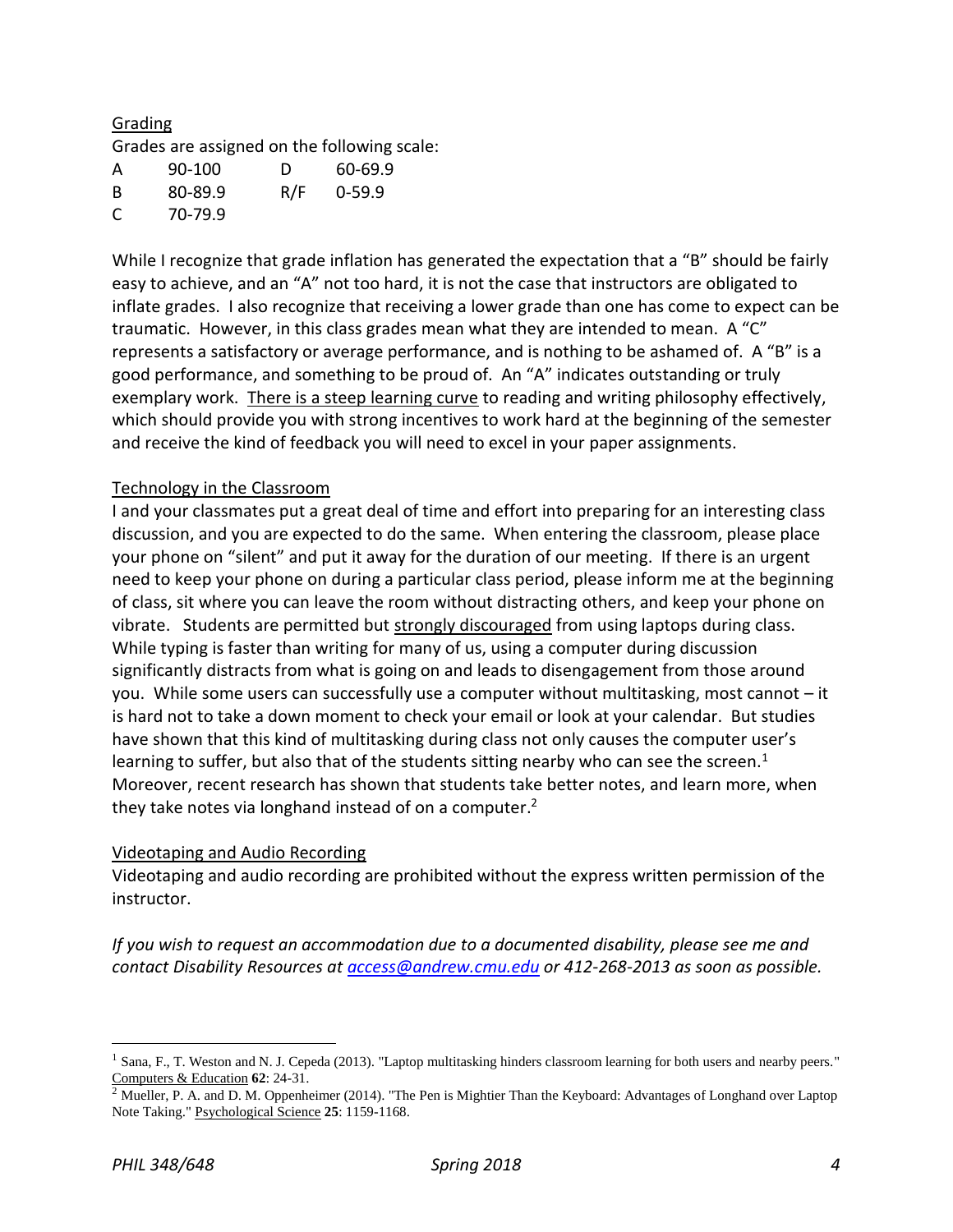## Grading

Grades are assigned on the following scale:

| A | 90-100 | D | 60-69.9 |
|---|---|---|---|
| B | 80-89.9 | R/F | 0-59.9 |
| C | 70-79.9 | | |

While I recognize that grade inflation has generated the expectation that a "B" should be fairly easy to achieve, and an "A" not too hard, it is not the case that instructors are obligated to inflate grades. I also recognize that receiving a lower grade than one has come to expect can be traumatic. However, in this class grades mean what they are intended to mean. A "C" represents a satisfactory or average performance, and is nothing to be ashamed of. A "B" is a good performance, and something to be proud of. An "A" indicates outstanding or truly exemplary work. There is a steep learning curve to reading and writing philosophy effectively, which should provide you with strong incentives to work hard at the beginning of the semester and receive the kind of feedback you will need to excel in your paper assignments.

## Technology in the Classroom

I and your classmates put a great deal of time and effort into preparing for an interesting class discussion, and you are expected to do the same. When entering the classroom, please place your phone on "silent" and put it away for the duration of our meeting. If there is an urgent need to keep your phone on during a particular class period, please inform me at the beginning of class, sit where you can leave the room without distracting others, and keep your phone on vibrate. Students are permitted but strongly discouraged from using laptops during class. While typing is faster than writing for many of us, using a computer during discussion significantly distracts from what is going on and leads to disengagement from those around you. While some users can successfully use a computer without multitasking, most cannot – it is hard not to take a down moment to check your email or look at your calendar. But studies have shown that this kind of multitasking during class not only causes the computer user's learning to suffer, but also that of the students sitting nearby who can see the screen.[1] Moreover, recent research has shown that students take better notes, and learn more, when they take notes via longhand instead of on a computer.[2]

## Videotaping and Audio Recording

Videotaping and audio recording are prohibited without the express written permission of the instructor.

*If you wish to request an accommodation due to a documented disability, please see me and contact Disability Resources at access@andrew.cmu.edu or 412-268-2013 as soon as possible.*

---

[1] Sana, F., T. Weston and N. J. Cepeda (2013). "Laptop multitasking hinders classroom learning for both users and nearby peers." Computers & Education **62**: 24-31.

[2] Mueller, P. A. and D. M. Oppenheimer (2014). "The Pen is Mightier Than the Keyboard: Advantages of Longhand over Laptop Note Taking." Psychological Science **25**: 1159-1168.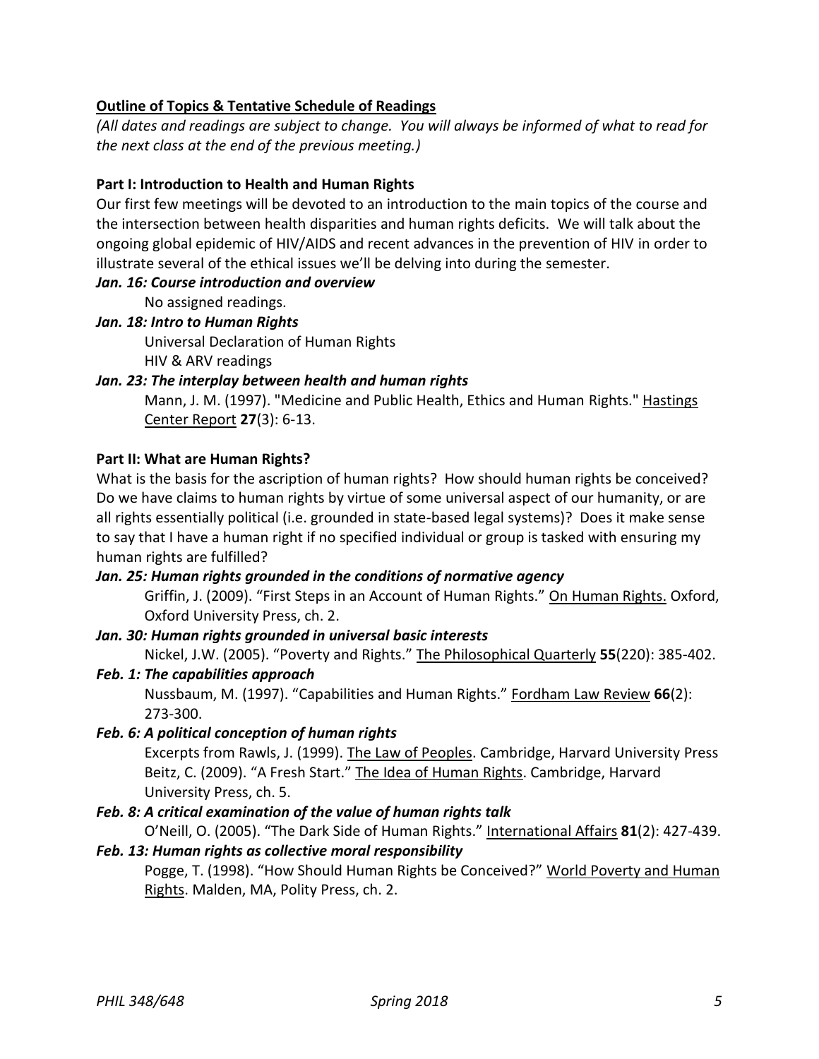## Outline of Topics & Tentative Schedule of Readings

*(All dates and readings are subject to change. You will always be informed of what to read for the next class at the end of the previous meeting.)*

### Part I: Introduction to Health and Human Rights

Our first few meetings will be devoted to an introduction to the main topics of the course and the intersection between health disparities and human rights deficits. We will talk about the ongoing global epidemic of HIV/AIDS and recent advances in the prevention of HIV in order to illustrate several of the ethical issues we'll be delving into during the semester.

***Jan. 16: Course introduction and overview***

No assigned readings.

***Jan. 18: Intro to Human Rights***

Universal Declaration of Human Rights
HIV & ARV readings

***Jan. 23: The interplay between health and human rights***

Mann, J. M. (1997). "Medicine and Public Health, Ethics and Human Rights." Hastings Center Report **27**(3): 6-13.

### Part II: What are Human Rights?

What is the basis for the ascription of human rights? How should human rights be conceived? Do we have claims to human rights by virtue of some universal aspect of our humanity, or are all rights essentially political (i.e. grounded in state-based legal systems)? Does it make sense to say that I have a human right if no specified individual or group is tasked with ensuring my human rights are fulfilled?

***Jan. 25: Human rights grounded in the conditions of normative agency***

Griffin, J. (2009). "First Steps in an Account of Human Rights." On Human Rights. Oxford, Oxford University Press, ch. 2.

***Jan. 30: Human rights grounded in universal basic interests***

Nickel, J.W. (2005). "Poverty and Rights." The Philosophical Quarterly **55**(220): 385-402.

***Feb. 1: The capabilities approach***

Nussbaum, M. (1997). "Capabilities and Human Rights." Fordham Law Review **66**(2): 273-300.

***Feb. 6: A political conception of human rights***

Excerpts from Rawls, J. (1999). The Law of Peoples. Cambridge, Harvard University Press
Beitz, C. (2009). "A Fresh Start." The Idea of Human Rights. Cambridge, Harvard University Press, ch. 5.

***Feb. 8: A critical examination of the value of human rights talk***

O'Neill, O. (2005). "The Dark Side of Human Rights." International Affairs **81**(2): 427-439.

***Feb. 13: Human rights as collective moral responsibility***

Pogge, T. (1998). "How Should Human Rights be Conceived?" World Poverty and Human Rights. Malden, MA, Polity Press, ch. 2.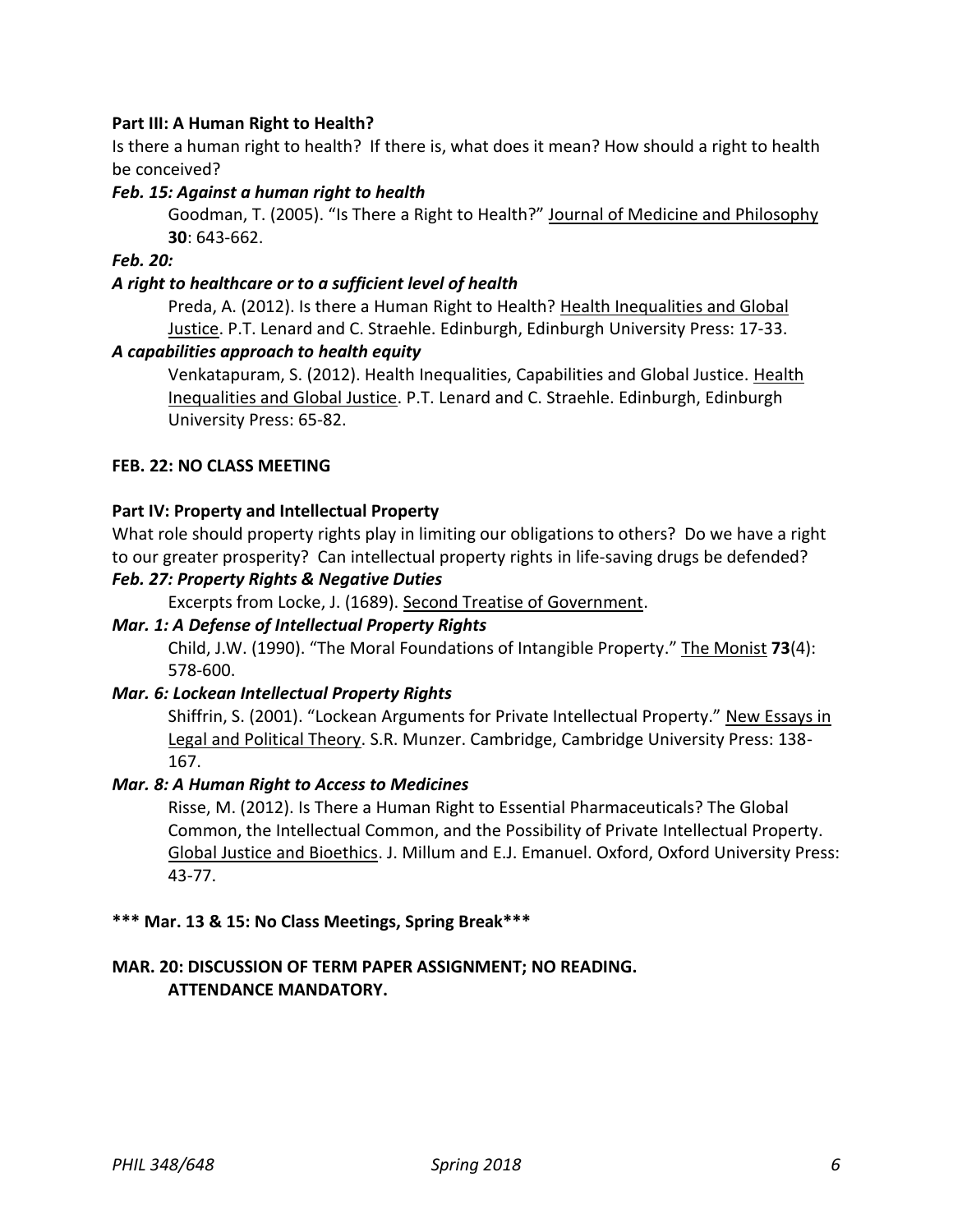**Part III: A Human Right to Health?**

Is there a human right to health? If there is, what does it mean? How should a right to health be conceived?

***Feb. 15: Against a human right to health***

Goodman, T. (2005). "Is There a Right to Health?" Journal of Medicine and Philosophy **30**: 643-662.

***Feb. 20:***

***A right to healthcare or to a sufficient level of health***

Preda, A. (2012). Is there a Human Right to Health? Health Inequalities and Global Justice. P.T. Lenard and C. Straehle. Edinburgh, Edinburgh University Press: 17-33.

***A capabilities approach to health equity***

Venkatapuram, S. (2012). Health Inequalities, Capabilities and Global Justice. Health Inequalities and Global Justice. P.T. Lenard and C. Straehle. Edinburgh, Edinburgh University Press: 65-82.

**FEB. 22: NO CLASS MEETING**

**Part IV: Property and Intellectual Property**

What role should property rights play in limiting our obligations to others? Do we have a right to our greater prosperity? Can intellectual property rights in life-saving drugs be defended?

***Feb. 27: Property Rights & Negative Duties***

Excerpts from Locke, J. (1689). Second Treatise of Government.

***Mar. 1: A Defense of Intellectual Property Rights***

Child, J.W. (1990). "The Moral Foundations of Intangible Property." The Monist **73**(4): 578-600.

***Mar. 6: Lockean Intellectual Property Rights***

Shiffrin, S. (2001). "Lockean Arguments for Private Intellectual Property." New Essays in Legal and Political Theory. S.R. Munzer. Cambridge, Cambridge University Press: 138-167.

***Mar. 8: A Human Right to Access to Medicines***

Risse, M. (2012). Is There a Human Right to Essential Pharmaceuticals? The Global Common, the Intellectual Common, and the Possibility of Private Intellectual Property. Global Justice and Bioethics. J. Millum and E.J. Emanuel. Oxford, Oxford University Press: 43-77.

**\*\*\* Mar. 13 & 15: No Class Meetings, Spring Break\*\*\***

**MAR. 20: DISCUSSION OF TERM PAPER ASSIGNMENT; NO READING. ATTENDANCE MANDATORY.**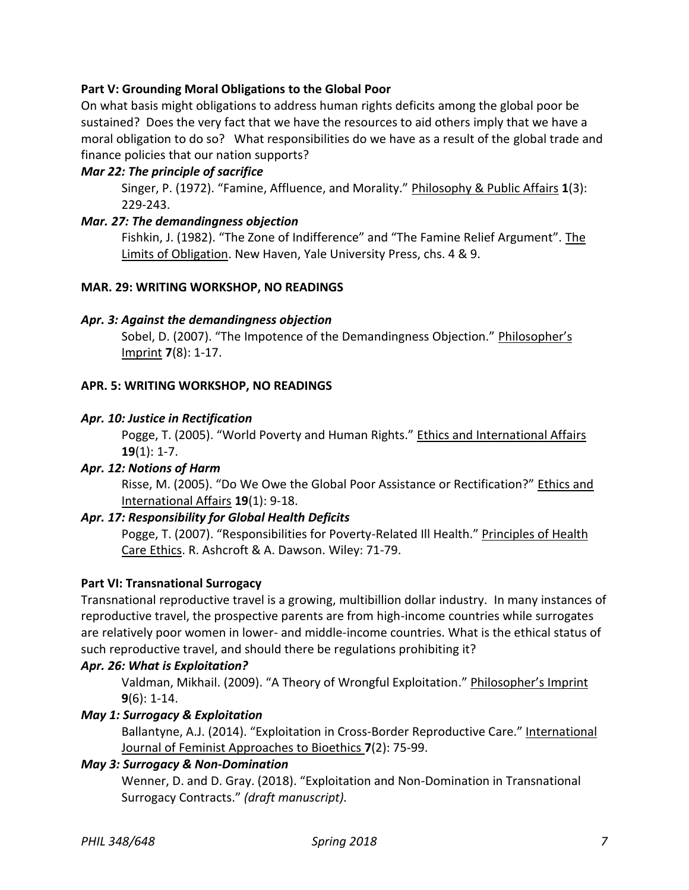**Part V: Grounding Moral Obligations to the Global Poor**

On what basis might obligations to address human rights deficits among the global poor be sustained? Does the very fact that we have the resources to aid others imply that we have a moral obligation to do so? What responsibilities do we have as a result of the global trade and finance policies that our nation supports?

***Mar 22: The principle of sacrifice***

Singer, P. (1972). "Famine, Affluence, and Morality." Philosophy & Public Affairs **1**(3): 229-243.

***Mar. 27: The demandingness objection***

Fishkin, J. (1982). "The Zone of Indifference" and "The Famine Relief Argument". The Limits of Obligation. New Haven, Yale University Press, chs. 4 & 9.

**MAR. 29: WRITING WORKSHOP, NO READINGS**

***Apr. 3: Against the demandingness objection***

Sobel, D. (2007). "The Impotence of the Demandingness Objection." Philosopher's Imprint **7**(8): 1-17.

**APR. 5: WRITING WORKSHOP, NO READINGS**

***Apr. 10: Justice in Rectification***

Pogge, T. (2005). "World Poverty and Human Rights." Ethics and International Affairs **19**(1): 1-7.

***Apr. 12: Notions of Harm***

Risse, M. (2005). "Do We Owe the Global Poor Assistance or Rectification?" Ethics and International Affairs **19**(1): 9-18.

***Apr. 17: Responsibility for Global Health Deficits***

Pogge, T. (2007). "Responsibilities for Poverty-Related Ill Health." Principles of Health Care Ethics. R. Ashcroft & A. Dawson. Wiley: 71-79.

**Part VI: Transnational Surrogacy**

Transnational reproductive travel is a growing, multibillion dollar industry. In many instances of reproductive travel, the prospective parents are from high-income countries while surrogates are relatively poor women in lower- and middle-income countries. What is the ethical status of such reproductive travel, and should there be regulations prohibiting it?

***Apr. 26: What is Exploitation?***

Valdman, Mikhail. (2009). "A Theory of Wrongful Exploitation." Philosopher's Imprint **9**(6): 1-14.

***May 1: Surrogacy & Exploitation***

Ballantyne, A.J. (2014). "Exploitation in Cross-Border Reproductive Care." International Journal of Feminist Approaches to Bioethics **7**(2): 75-99.

***May 3: Surrogacy & Non-Domination***

Wenner, D. and D. Gray. (2018). "Exploitation and Non-Domination in Transnational Surrogacy Contracts." *(draft manuscript).*